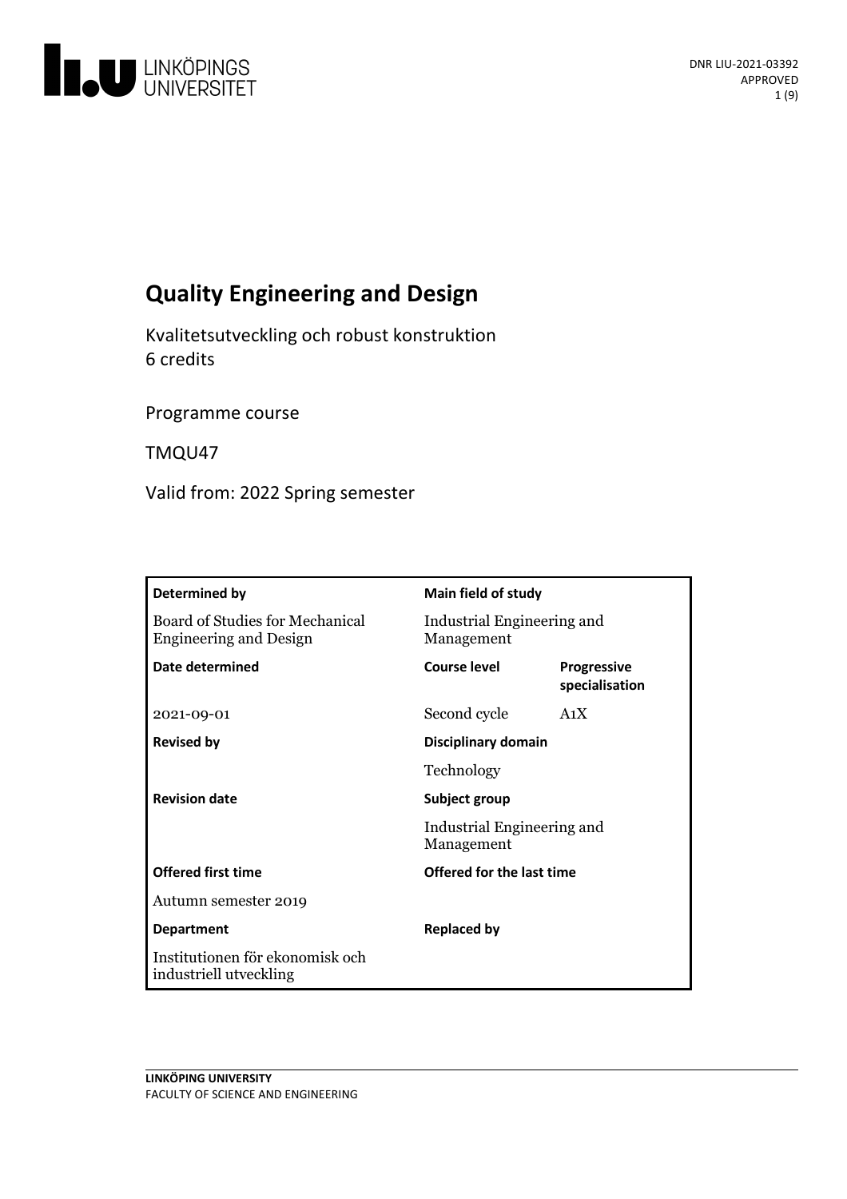DNR LIU-2021-03392
APPROVED

# Quality Engineering and Design

Kvalitetsutveckling och robust konstruktion
6 credits

Programme course

TMQU47

Valid from: 2022 Spring semester

| **Determined by** | **Main field of study** | |
|---|---|---|
| Board of Studies for Mechanical Engineering and Design | Industrial Engineering and Management | |
| **Date determined** | **Course level** | **Progressive specialisation** |
| 2021-09-01 | Second cycle | A1X |
| **Revised by** | **Disciplinary domain** | |
| | Technology | |
| **Revision date** | **Subject group** | |
| | Industrial Engineering and Management | |
| **Offered first time** | **Offered for the last time** | |
| Autumn semester 2019 | | |
| **Department** | **Replaced by** | |
| Institutionen för ekonomisk och industriell utveckling | | |

**LINKÖPING UNIVERSITY**
FACULTY OF SCIENCE AND ENGINEERING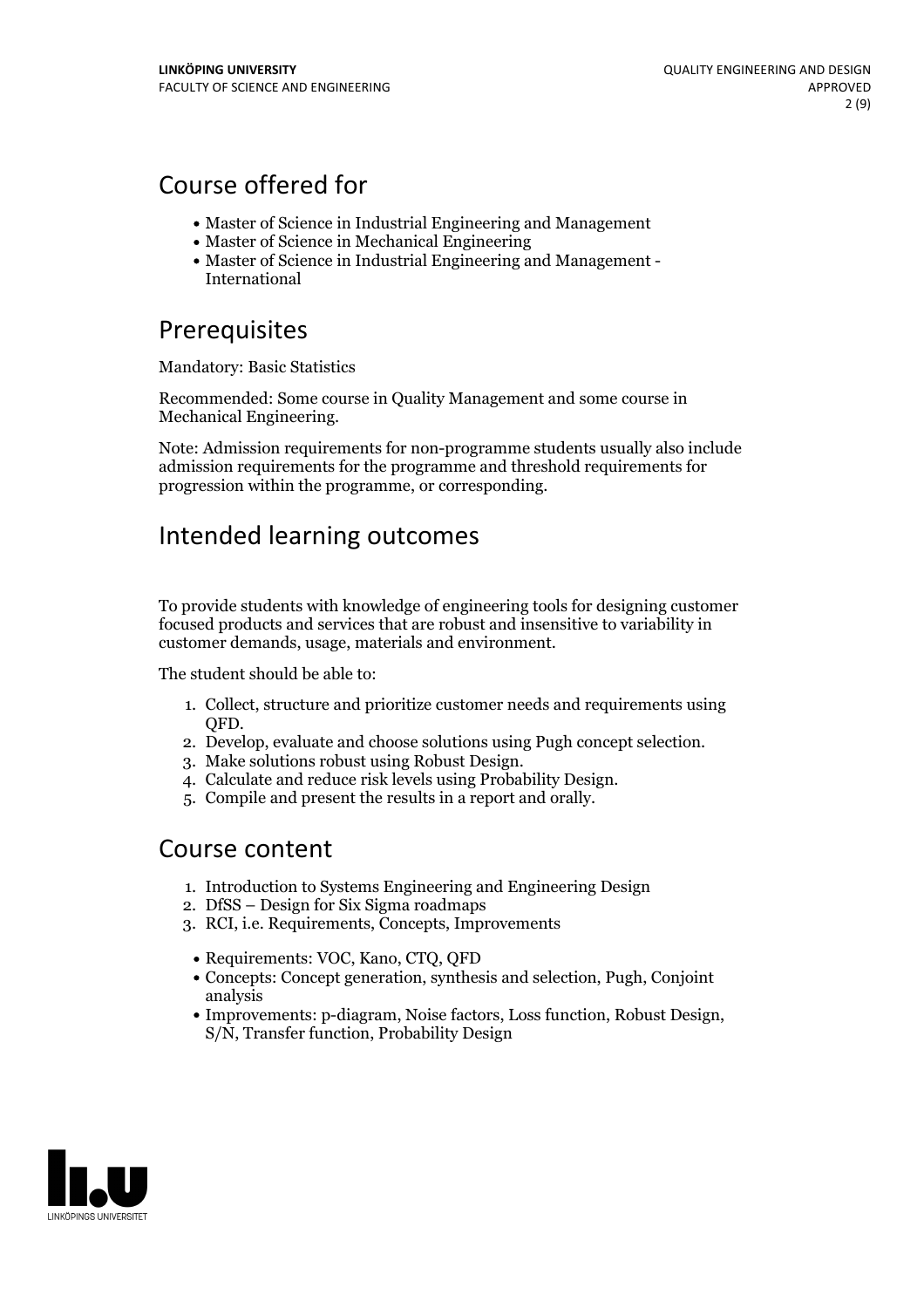## Course offered for

- Master of Science in Industrial Engineering and Management
- Master of Science in Mechanical Engineering
- Master of Science in Industrial Engineering and Management - International

## Prerequisites

Mandatory: Basic Statistics

Recommended: Some course in Quality Management and some course in Mechanical Engineering.

Note: Admission requirements for non-programme students usually also include admission requirements for the programme and threshold requirements for progression within the programme, or corresponding.

## Intended learning outcomes

To provide students with knowledge of engineering tools for designing customer focused products and services that are robust and insensitive to variability in customer demands, usage, materials and environment.

The student should be able to:

1. Collect, structure and prioritize customer needs and requirements using QFD.
2. Develop, evaluate and choose solutions using Pugh concept selection.
3. Make solutions robust using Robust Design.
4. Calculate and reduce risk levels using Probability Design.
5. Compile and present the results in a report and orally.

## Course content

1. Introduction to Systems Engineering and Engineering Design
2. DfSS – Design for Six Sigma roadmaps
3. RCI, i.e. Requirements, Concepts, Improvements

- Requirements: VOC, Kano, CTQ, QFD
- Concepts: Concept generation, synthesis and selection, Pugh, Conjoint analysis
- Improvements: p-diagram, Noise factors, Loss function, Robust Design, S/N, Transfer function, Probability Design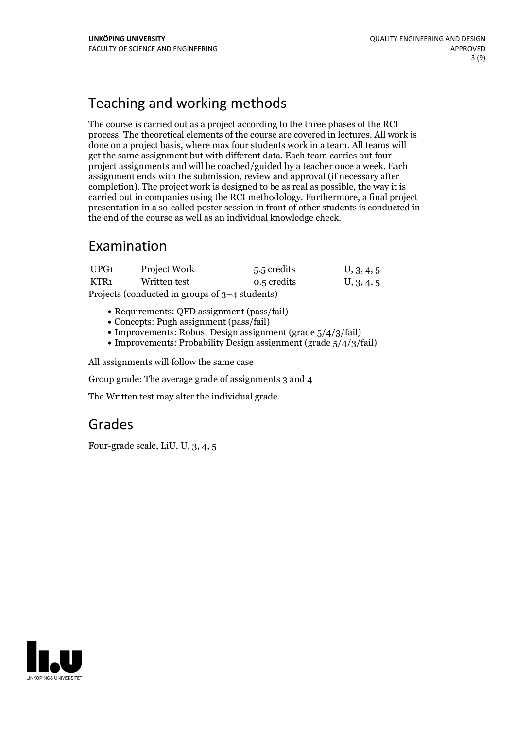## Teaching and working methods

The course is carried out as a project according to the three phases of the RCI process. The theoretical elements of the course are covered in lectures. All work is done on a project basis, where max four students work in a team. All teams will get the same assignment but with different data. Each team carries out four project assignments and will be coached/guided by a teacher once a week. Each assignment ends with the submission, review and approval (if necessary after completion). The project work is designed to be as real as possible, the way it is carried out in companies using the RCI methodology. Furthermore, a final project presentation in a so-called poster session in front of other students is conducted in the end of the course as well as an individual knowledge check.

## Examination

| | | | |
|---|---|---|---|
| UPG1 | Project Work | 5.5 credits | U, 3, 4, 5 |
| KTR1 | Written test | 0.5 credits | U, 3, 4, 5 |

Projects (conducted in groups of 3–4 students)

- Requirements: QFD assignment (pass/fail)
- Concepts: Pugh assignment (pass/fail)
- Improvements: Robust Design assignment (grade 5/4/3/fail)
- Improvements: Probability Design assignment (grade 5/4/3/fail)

All assignments will follow the same case

Group grade: The average grade of assignments 3 and 4

The Written test may alter the individual grade.

## Grades

Four-grade scale, LiU, U, 3, 4, 5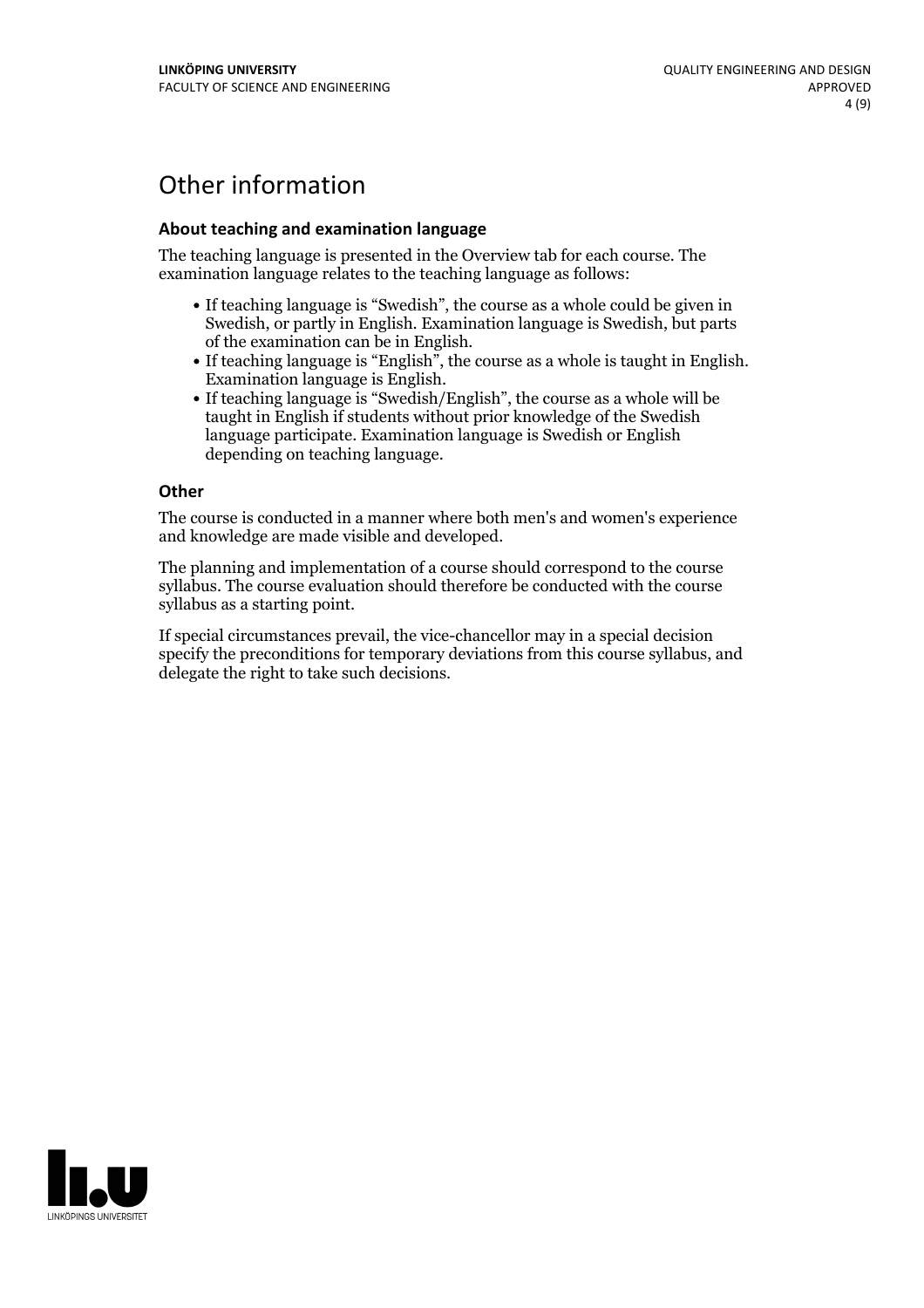# Other information

### About teaching and examination language

The teaching language is presented in the Overview tab for each course. The examination language relates to the teaching language as follows:

- If teaching language is "Swedish", the course as a whole could be given in Swedish, or partly in English. Examination language is Swedish, but parts of the examination can be in English.
- If teaching language is "English", the course as a whole is taught in English. Examination language is English.
- If teaching language is "Swedish/English", the course as a whole will be taught in English if students without prior knowledge of the Swedish language participate. Examination language is Swedish or English depending on teaching language.

### Other

The course is conducted in a manner where both men's and women's experience and knowledge are made visible and developed.

The planning and implementation of a course should correspond to the course syllabus. The course evaluation should therefore be conducted with the course syllabus as a starting point.

If special circumstances prevail, the vice-chancellor may in a special decision specify the preconditions for temporary deviations from this course syllabus, and delegate the right to take such decisions.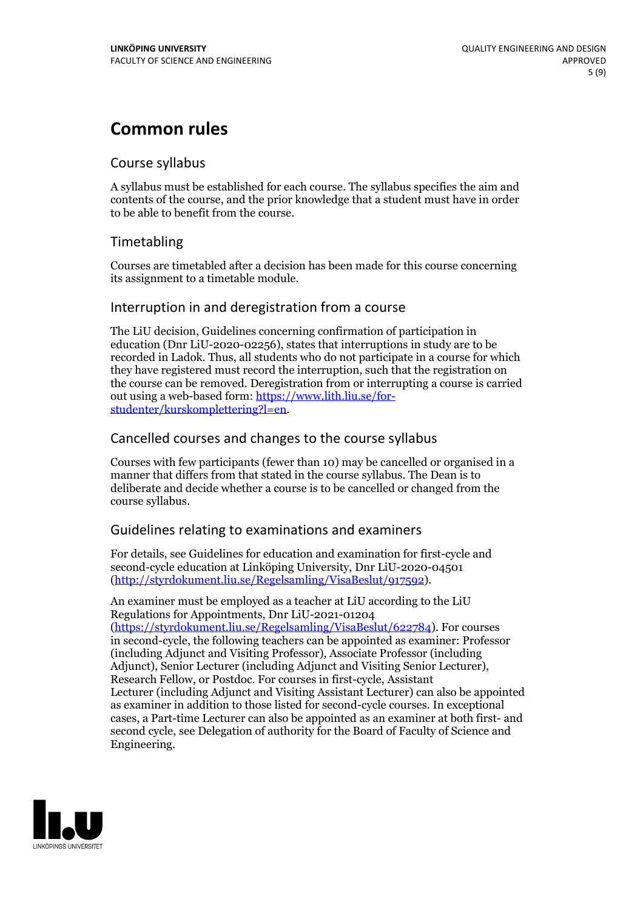# Common rules

## Course syllabus

A syllabus must be established for each course. The syllabus specifies the aim and contents of the course, and the prior knowledge that a student must have in order to be able to benefit from the course.

## Timetabling

Courses are timetabled after a decision has been made for this course concerning its assignment to a timetable module.

## Interruption in and deregistration from a course

The LiU decision, Guidelines concerning confirmation of participation in education (Dnr LiU-2020-02256), states that interruptions in study are to be recorded in Ladok. Thus, all students who do not participate in a course for which they have registered must record the interruption, such that the registration on the course can be removed. Deregistration from or interrupting a course is carried out using a web-based form: [https://www.lith.liu.se/for-studenter/kurskomplettering?l=en](https://www.lith.liu.se/for-studenter/kurskomplettering?l=en).

## Cancelled courses and changes to the course syllabus

Courses with few participants (fewer than 10) may be cancelled or organised in a manner that differs from that stated in the course syllabus. The Dean is to deliberate and decide whether a course is to be cancelled or changed from the course syllabus.

## Guidelines relating to examinations and examiners

For details, see Guidelines for education and examination for first-cycle and second-cycle education at Linköping University, Dnr LiU-2020-04501 ([http://styrdokument.liu.se/Regelsamling/VisaBeslut/917592](http://styrdokument.liu.se/Regelsamling/VisaBeslut/917592)).

An examiner must be employed as a teacher at LiU according to the LiU Regulations for Appointments, Dnr LiU-2021-01204 ([https://styrdokument.liu.se/Regelsamling/VisaBeslut/622784](https://styrdokument.liu.se/Regelsamling/VisaBeslut/622784)). For courses in second-cycle, the following teachers can be appointed as examiner: Professor (including Adjunct and Visiting Professor), Associate Professor (including Adjunct), Senior Lecturer (including Adjunct and Visiting Senior Lecturer), Research Fellow, or Postdoc. For courses in first-cycle, Assistant Lecturer (including Adjunct and Visiting Assistant Lecturer) can also be appointed as examiner in addition to those listed for second-cycle courses. In exceptional cases, a Part-time Lecturer can also be appointed as an examiner at both first- and second cycle, see Delegation of authority for the Board of Faculty of Science and Engineering.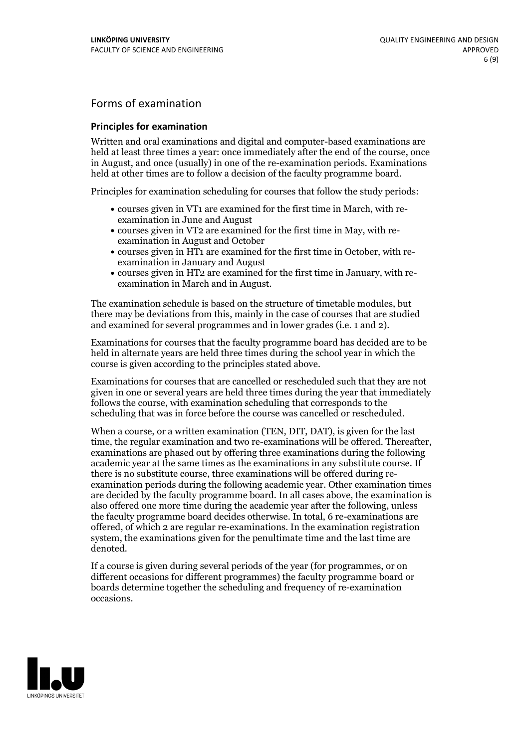## Forms of examination

### Principles for examination

Written and oral examinations and digital and computer-based examinations are held at least three times a year: once immediately after the end of the course, once in August, and once (usually) in one of the re-examination periods. Examinations held at other times are to follow a decision of the faculty programme board.

Principles for examination scheduling for courses that follow the study periods:

- courses given in VT1 are examined for the first time in March, with re-examination in June and August
- courses given in VT2 are examined for the first time in May, with re-examination in August and October
- courses given in HT1 are examined for the first time in October, with re-examination in January and August
- courses given in HT2 are examined for the first time in January, with re-examination in March and in August.

The examination schedule is based on the structure of timetable modules, but there may be deviations from this, mainly in the case of courses that are studied and examined for several programmes and in lower grades (i.e. 1 and 2).

Examinations for courses that the faculty programme board has decided are to be held in alternate years are held three times during the school year in which the course is given according to the principles stated above.

Examinations for courses that are cancelled or rescheduled such that they are not given in one or several years are held three times during the year that immediately follows the course, with examination scheduling that corresponds to the scheduling that was in force before the course was cancelled or rescheduled.

When a course, or a written examination (TEN, DIT, DAT), is given for the last time, the regular examination and two re-examinations will be offered. Thereafter, examinations are phased out by offering three examinations during the following academic year at the same times as the examinations in any substitute course. If there is no substitute course, three examinations will be offered during re-examination periods during the following academic year. Other examination times are decided by the faculty programme board. In all cases above, the examination is also offered one more time during the academic year after the following, unless the faculty programme board decides otherwise. In total, 6 re-examinations are offered, of which 2 are regular re-examinations. In the examination registration system, the examinations given for the penultimate time and the last time are denoted.

If a course is given during several periods of the year (for programmes, or on different occasions for different programmes) the faculty programme board or boards determine together the scheduling and frequency of re-examination occasions.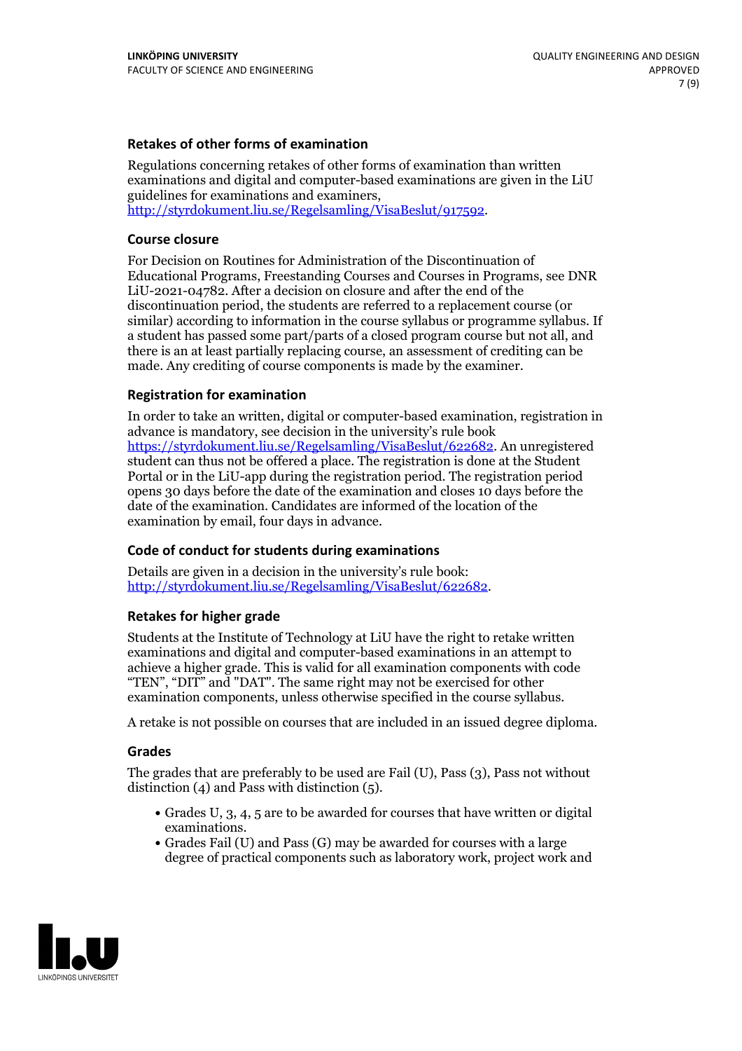### Retakes of other forms of examination

Regulations concerning retakes of other forms of examination than written examinations and digital and computer-based examinations are given in the LiU guidelines for examinations and examiners, http://styrdokument.liu.se/Regelsamling/VisaBeslut/917592.

### Course closure

For Decision on Routines for Administration of the Discontinuation of Educational Programs, Freestanding Courses and Courses in Programs, see DNR LiU-2021-04782. After a decision on closure and after the end of the discontinuation period, the students are referred to a replacement course (or similar) according to information in the course syllabus or programme syllabus. If a student has passed some part/parts of a closed program course but not all, and there is an at least partially replacing course, an assessment of crediting can be made. Any crediting of course components is made by the examiner.

### Registration for examination

In order to take an written, digital or computer-based examination, registration in advance is mandatory, see decision in the university's rule book https://styrdokument.liu.se/Regelsamling/VisaBeslut/622682. An unregistered student can thus not be offered a place. The registration is done at the Student Portal or in the LiU-app during the registration period. The registration period opens 30 days before the date of the examination and closes 10 days before the date of the examination. Candidates are informed of the location of the examination by email, four days in advance.

### Code of conduct for students during examinations

Details are given in a decision in the university's rule book: http://styrdokument.liu.se/Regelsamling/VisaBeslut/622682.

### Retakes for higher grade

Students at the Institute of Technology at LiU have the right to retake written examinations and digital and computer-based examinations in an attempt to achieve a higher grade. This is valid for all examination components with code "TEN", "DIT" and "DAT". The same right may not be exercised for other examination components, unless otherwise specified in the course syllabus.

A retake is not possible on courses that are included in an issued degree diploma.

### Grades

The grades that are preferably to be used are Fail (U), Pass (3), Pass not without distinction (4) and Pass with distinction (5).

- Grades U, 3, 4, 5 are to be awarded for courses that have written or digital examinations.
- Grades Fail (U) and Pass (G) may be awarded for courses with a large degree of practical components such as laboratory work, project work and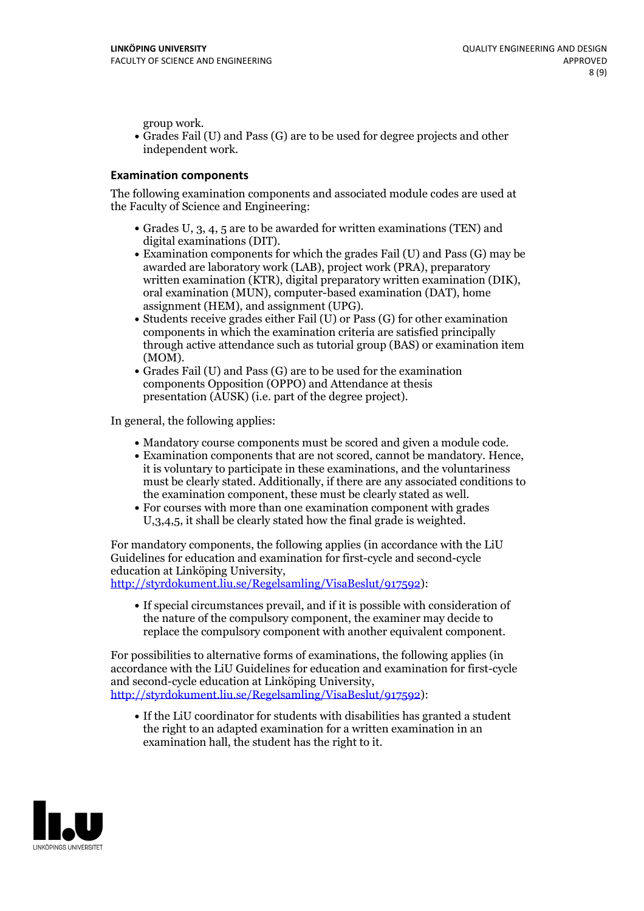group work.

- Grades Fail (U) and Pass (G) are to be used for degree projects and other independent work.

### Examination components

The following examination components and associated module codes are used at the Faculty of Science and Engineering:

- Grades U, 3, 4, 5 are to be awarded for written examinations (TEN) and digital examinations (DIT).
- Examination components for which the grades Fail (U) and Pass (G) may be awarded are laboratory work (LAB), project work (PRA), preparatory written examination (KTR), digital preparatory written examination (DIK), oral examination (MUN), computer-based examination (DAT), home assignment (HEM), and assignment (UPG).
- Students receive grades either Fail (U) or Pass (G) for other examination components in which the examination criteria are satisfied principally through active attendance such as tutorial group (BAS) or examination item (MOM).
- Grades Fail (U) and Pass (G) are to be used for the examination components Opposition (OPPO) and Attendance at thesis presentation (AUSK) (i.e. part of the degree project).

In general, the following applies:

- Mandatory course components must be scored and given a module code.
- Examination components that are not scored, cannot be mandatory. Hence, it is voluntary to participate in these examinations, and the voluntariness must be clearly stated. Additionally, if there are any associated conditions to the examination component, these must be clearly stated as well.
- For courses with more than one examination component with grades U,3,4,5, it shall be clearly stated how the final grade is weighted.

For mandatory components, the following applies (in accordance with the LiU Guidelines for education and examination for first-cycle and second-cycle education at Linköping University, http://styrdokument.liu.se/Regelsamling/VisaBeslut/917592):

- If special circumstances prevail, and if it is possible with consideration of the nature of the compulsory component, the examiner may decide to replace the compulsory component with another equivalent component.

For possibilities to alternative forms of examinations, the following applies (in accordance with the LiU Guidelines for education and examination for first-cycle and second-cycle education at Linköping University, http://styrdokument.liu.se/Regelsamling/VisaBeslut/917592):

- If the LiU coordinator for students with disabilities has granted a student the right to an adapted examination for a written examination in an examination hall, the student has the right to it.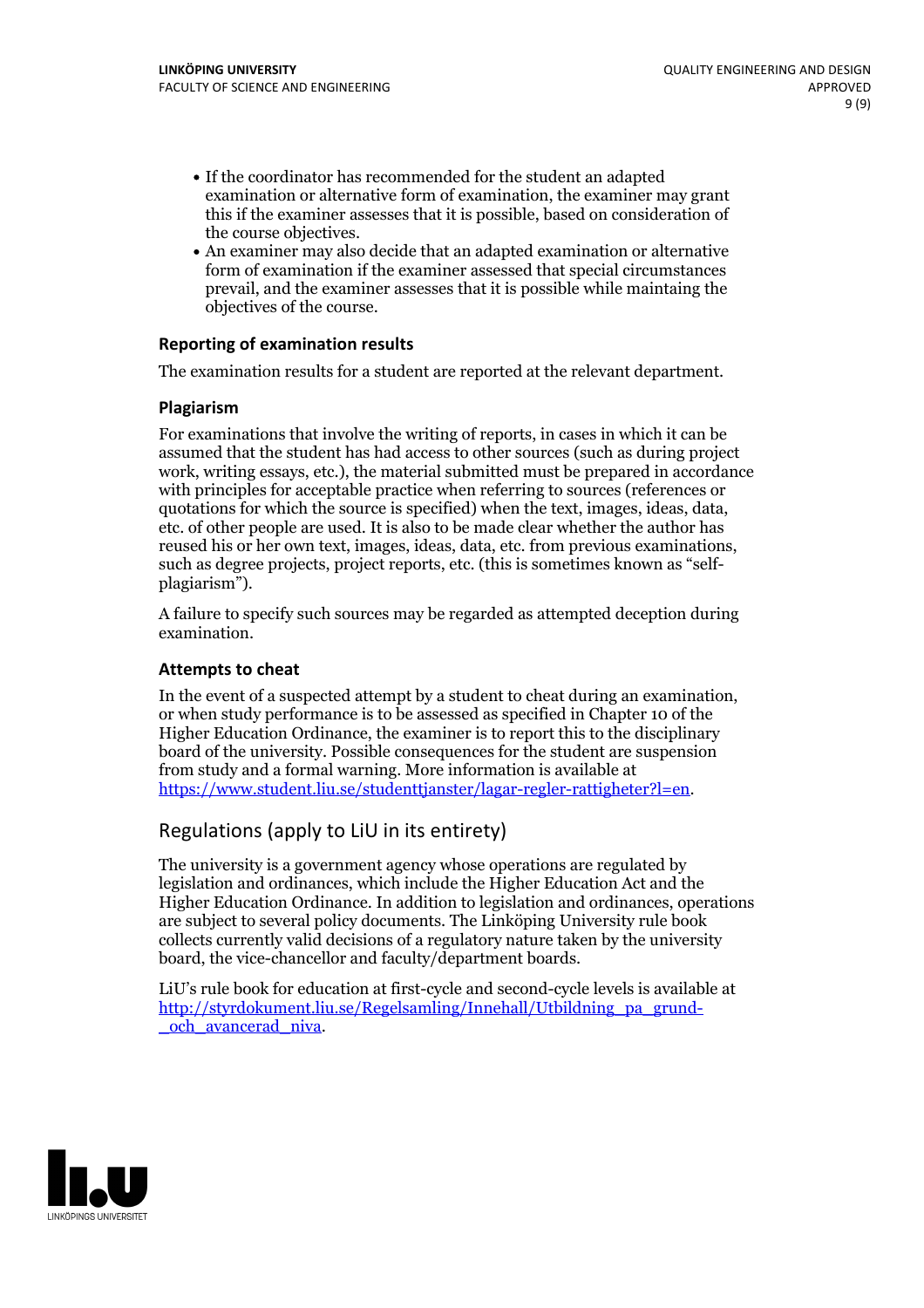- If the coordinator has recommended for the student an adapted examination or alternative form of examination, the examiner may grant this if the examiner assesses that it is possible, based on consideration of the course objectives.
- An examiner may also decide that an adapted examination or alternative form of examination if the examiner assessed that special circumstances prevail, and the examiner assesses that it is possible while maintaing the objectives of the course.

### Reporting of examination results

The examination results for a student are reported at the relevant department.

### Plagiarism

For examinations that involve the writing of reports, in cases in which it can be assumed that the student has had access to other sources (such as during project work, writing essays, etc.), the material submitted must be prepared in accordance with principles for acceptable practice when referring to sources (references or quotations for which the source is specified) when the text, images, ideas, data, etc. of other people are used. It is also to be made clear whether the author has reused his or her own text, images, ideas, data, etc. from previous examinations, such as degree projects, project reports, etc. (this is sometimes known as "self-plagiarism").

A failure to specify such sources may be regarded as attempted deception during examination.

### Attempts to cheat

In the event of a suspected attempt by a student to cheat during an examination, or when study performance is to be assessed as specified in Chapter 10 of the Higher Education Ordinance, the examiner is to report this to the disciplinary board of the university. Possible consequences for the student are suspension from study and a formal warning. More information is available at https://www.student.liu.se/studenttjanster/lagar-regler-rattigheter?l=en.

## Regulations (apply to LiU in its entirety)

The university is a government agency whose operations are regulated by legislation and ordinances, which include the Higher Education Act and the Higher Education Ordinance. In addition to legislation and ordinances, operations are subject to several policy documents. The Linköping University rule book collects currently valid decisions of a regulatory nature taken by the university board, the vice-chancellor and faculty/department boards.

LiU's rule book for education at first-cycle and second-cycle levels is available at http://styrdokument.liu.se/Regelsamling/Innehall/Utbildning_pa_grund-_och_avancerad_niva.